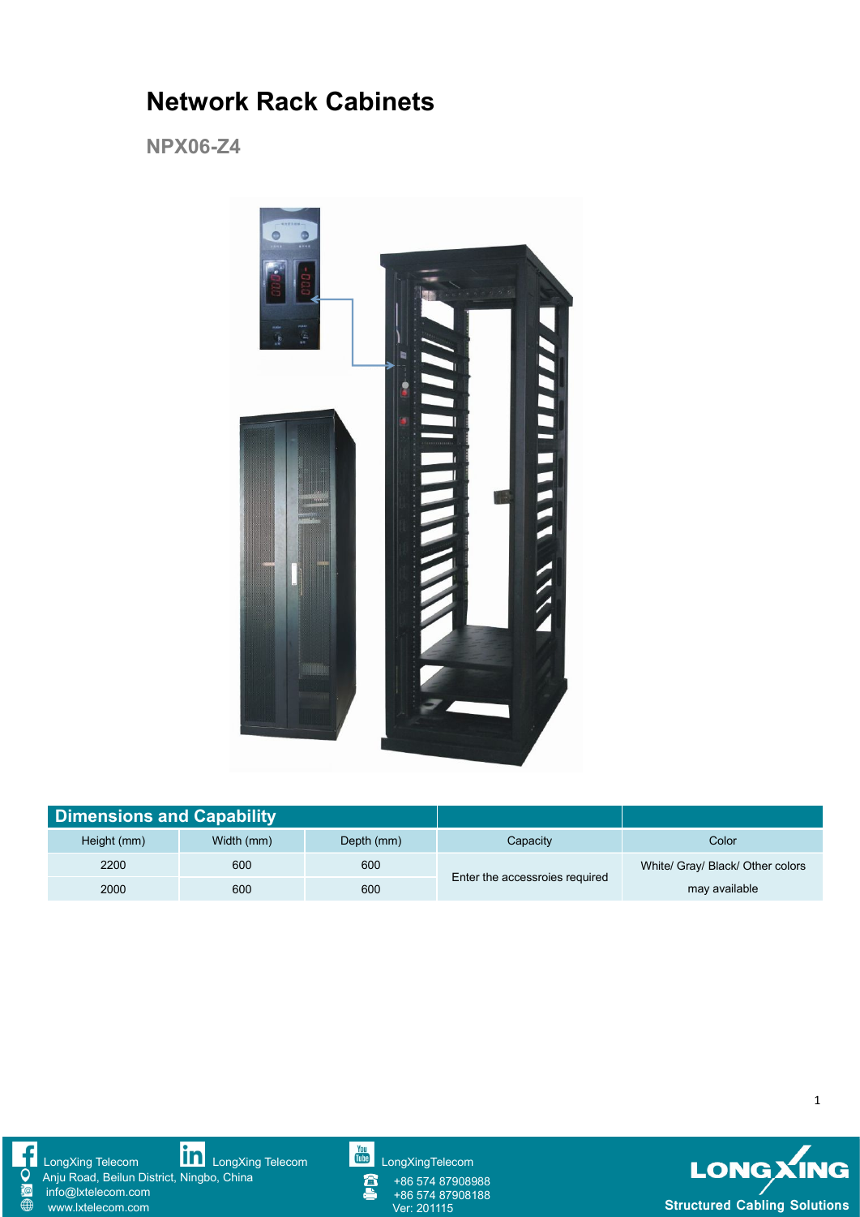# Network Rack Cabinets

## NPX06-Z4

| Dimensions and Capability | | | | |
|---|---|---|---|---|
| Height (mm) | Width (mm) | Depth (mm) | Capacity | Color |
| 2200 | 600 | 600 | Enter the accessroies required | White/ Gray/ Black/ Other colors may available |
| 2000 | 600 | 600 | | |

LongXing Telecom LongXing Telecom LongXingTelecom
Anju Road, Beilun District, Ningbo, China
info@lxtelecom.com
www.lxtelecom.com
+86 574 87908988
+86 574 87908188
Ver: 201115

LONGXING
Structured Cabling Solutions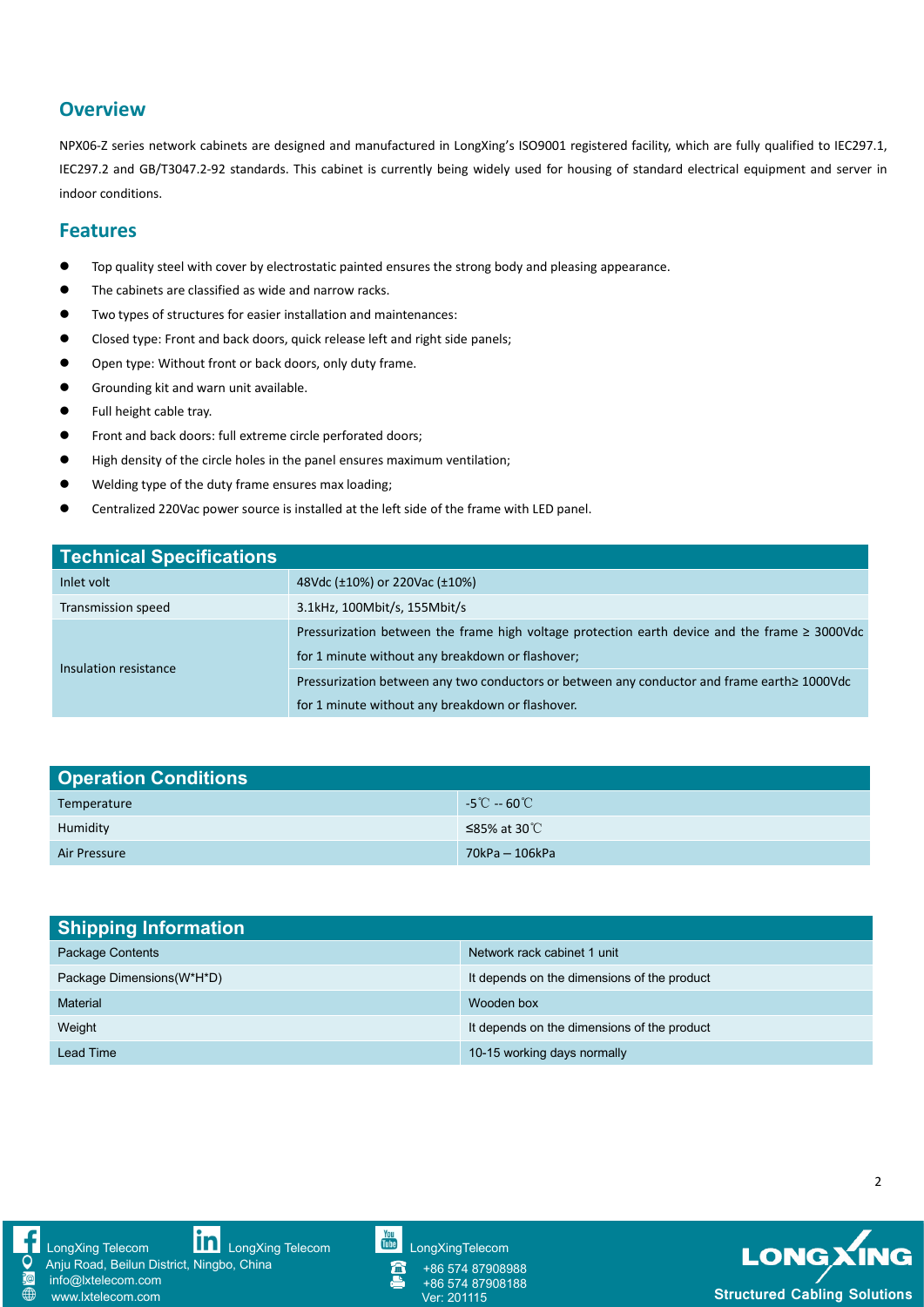## Overview

NPX06-Z series network cabinets are designed and manufactured in LongXing's ISO9001 registered facility, which are fully qualified to IEC297.1, IEC297.2 and GB/T3047.2-92 standards. This cabinet is currently being widely used for housing of standard electrical equipment and server in indoor conditions.

## Features

- Top quality steel with cover by electrostatic painted ensures the strong body and pleasing appearance.
- The cabinets are classified as wide and narrow racks.
- Two types of structures for easier installation and maintenances:
- Closed type: Front and back doors, quick release left and right side panels;
- Open type: Without front or back doors, only duty frame.
- Grounding kit and warn unit available.
- Full height cable tray.
- Front and back doors: full extreme circle perforated doors;
- High density of the circle holes in the panel ensures maximum ventilation;
- Welding type of the duty frame ensures max loading;
- Centralized 220Vac power source is installed at the left side of the frame with LED panel.

| Technical Specifications | |
|---|---|
| Inlet volt | 48Vdc (±10%) or 220Vac (±10%) |
| Transmission speed | 3.1kHz, 100Mbit/s, 155Mbit/s |
| Insulation resistance | Pressurization between the frame high voltage protection earth device and the frame ≥ 3000Vdc for 1 minute without any breakdown or flashover; |
| | Pressurization between any two conductors or between any conductor and frame earth≥ 1000Vdc for 1 minute without any breakdown or flashover. |

| Operation Conditions | |
|---|---|
| Temperature | -5℃ -- 60℃ |
| Humidity | ≤85% at 30℃ |
| Air Pressure | 70kPa – 106kPa |

| Shipping Information | |
|---|---|
| Package Contents | Network rack cabinet 1 unit |
| Package Dimensions(W*H*D) | It depends on the dimensions of the product |
| Material | Wooden box |
| Weight | It depends on the dimensions of the product |
| Lead Time | 10-15 working days normally |

LongXing Telecom
LongXing Telecom
LongXingTelecom
Anju Road, Beilun District, Ningbo, China
info@lxtelecom.com
www.lxtelecom.com
+86 574 87908988
+86 574 87908188
Ver: 201115

LONGXING
Structured Cabling Solutions